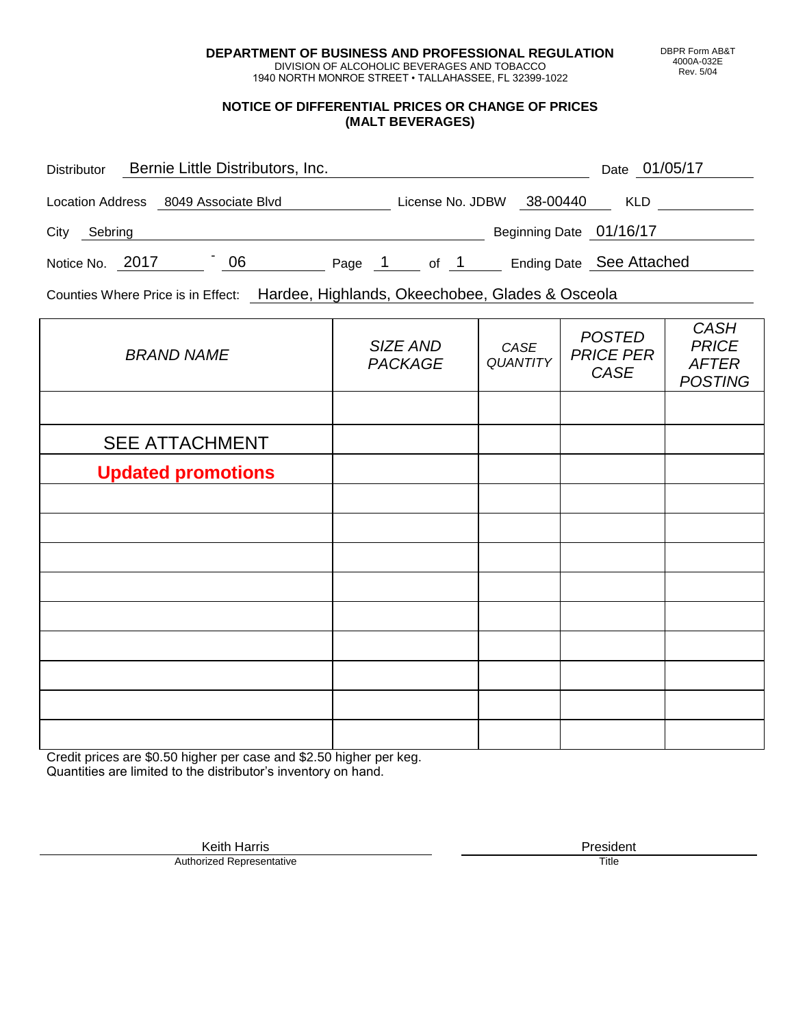**DEPARTMENT OF BUSINESS AND PROFESSIONAL REGULATION**
DIVISION OF ALCOHOLIC BEVERAGES AND TOBACCO
1940 NORTH MONROE STREET • TALLAHASSEE, FL 32399-1022

DBPR Form AB&T 4000A-032E Rev. 5/04

## NOTICE OF DIFFERENTIAL PRICES OR CHANGE OF PRICES (MALT BEVERAGES)

Distributor: Bernie Little Distributors, Inc. Date: 01/05/17

Location Address: 8049 Associate Blvd License No. JDBW 38-00440 KLD

City: Sebring Beginning Date: 01/16/17

Notice No. 2017 - 06 Page 1 of 1 Ending Date: See Attached

Counties Where Price is in Effect: Hardee, Highlands, Okeechobee, Glades & Osceola

| *BRAND NAME* | *SIZE AND PACKAGE* | *CASE QUANTITY* | *POSTED PRICE PER CASE* | *CASH PRICE AFTER POSTING* |
|---|---|---|---|---|
| | | | | |
| SEE ATTACHMENT | | | | |
| **Updated promotions** | | | | |
| | | | | |
| | | | | |
| | | | | |
| | | | | |
| | | | | |
| | | | | |
| | | | | |
| | | | | |
| | | | | |

Credit prices are $0.50 higher per case and $2.50 higher per keg.
Quantities are limited to the distributor's inventory on hand.

Keith Harris
Authorized Representative

President
Title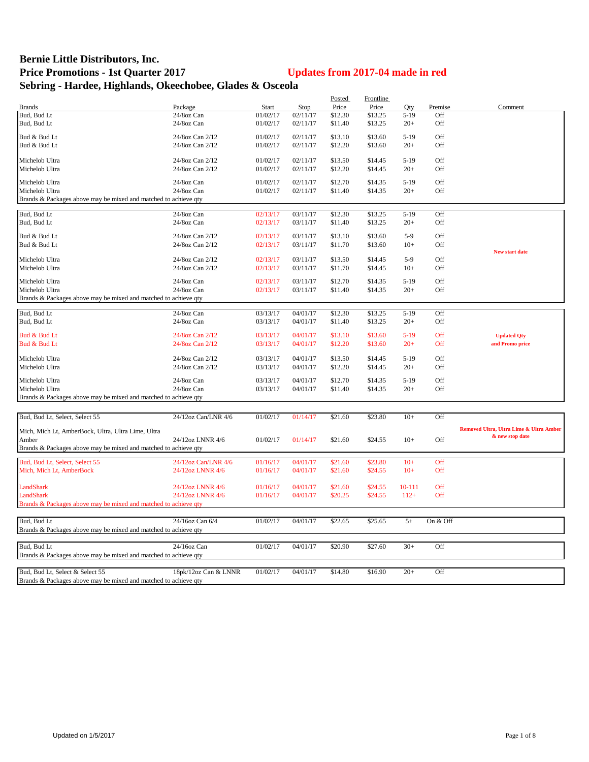# Bernie Little Distributors, Inc.

## Price Promotions - 1st Quarter 2017

**Updates from 2017-04 made in red**

## Sebring - Hardee, Highlands, Okeechobee, Glades & Osceola

| Brands | Package | Start | Stop | Posted Price | Frontline Price | Qty | Premise | Comment |
|---|---|---|---|---|---|---|---|---|
| Bud, Bud Lt | 24/8oz Can | 01/02/17 | 02/11/17 | $12.30 | $13.25 | 5-19 | Off | |
| Bud, Bud Lt | 24/8oz Can | 01/02/17 | 02/11/17 | $11.40 | $13.25 | 20+ | Off | |
| Bud & Bud Lt | 24/8oz Can 2/12 | 01/02/17 | 02/11/17 | $13.10 | $13.60 | 5-19 | Off | |
| Bud & Bud Lt | 24/8oz Can 2/12 | 01/02/17 | 02/11/17 | $12.20 | $13.60 | 20+ | Off | |
| Michelob Ultra | 24/8oz Can 2/12 | 01/02/17 | 02/11/17 | $13.50 | $14.45 | 5-19 | Off | |
| Michelob Ultra | 24/8oz Can 2/12 | 01/02/17 | 02/11/17 | $12.20 | $14.45 | 20+ | Off | |
| Michelob Ultra | 24/8oz Can | 01/02/17 | 02/11/17 | $12.70 | $14.35 | 5-19 | Off | |
| Michelob Ultra | 24/8oz Can | 01/02/17 | 02/11/17 | $11.40 | $14.35 | 20+ | Off | |
| Brands & Packages above may be mixed and matched to achieve qty | | | | | | | | |
| Bud, Bud Lt | 24/8oz Can | 02/13/17 | 03/11/17 | $12.30 | $13.25 | 5-19 | Off | |
| Bud, Bud Lt | 24/8oz Can | 02/13/17 | 03/11/17 | $11.40 | $13.25 | 20+ | Off | |
| Bud & Bud Lt | 24/8oz Can 2/12 | 02/13/17 | 03/11/17 | $13.10 | $13.60 | 5-9 | Off | |
| Bud & Bud Lt | 24/8oz Can 2/12 | 02/13/17 | 03/11/17 | $11.70 | $13.60 | 10+ | Off | **New start date** |
| Michelob Ultra | 24/8oz Can 2/12 | 02/13/17 | 03/11/17 | $13.50 | $14.45 | 5-9 | Off | |
| Michelob Ultra | 24/8oz Can 2/12 | 02/13/17 | 03/11/17 | $11.70 | $14.45 | 10+ | Off | |
| Michelob Ultra | 24/8oz Can | 02/13/17 | 03/11/17 | $12.70 | $14.35 | 5-19 | Off | |
| Michelob Ultra | 24/8oz Can | 02/13/17 | 03/11/17 | $11.40 | $14.35 | 20+ | Off | |
| Brands & Packages above may be mixed and matched to achieve qty | | | | | | | | |
| Bud, Bud Lt | 24/8oz Can | 03/13/17 | 04/01/17 | $12.30 | $13.25 | 5-19 | Off | |
| Bud, Bud Lt | 24/8oz Can | 03/13/17 | 04/01/17 | $11.40 | $13.25 | 20+ | Off | |
| Bud & Bud Lt | 24/8oz Can 2/12 | 03/13/17 | 04/01/17 | $13.10 | $13.60 | 5-19 | Off | **Updated Qty** |
| Bud & Bud Lt | 24/8oz Can 2/12 | 03/13/17 | 04/01/17 | $12.20 | $13.60 | 20+ | Off | **and Promo price** |
| Michelob Ultra | 24/8oz Can 2/12 | 03/13/17 | 04/01/17 | $13.50 | $14.45 | 5-19 | Off | |
| Michelob Ultra | 24/8oz Can 2/12 | 03/13/17 | 04/01/17 | $12.20 | $14.45 | 20+ | Off | |
| Michelob Ultra | 24/8oz Can | 03/13/17 | 04/01/17 | $12.70 | $14.35 | 5-19 | Off | |
| Michelob Ultra | 24/8oz Can | 03/13/17 | 04/01/17 | $11.40 | $14.35 | 20+ | Off | |
| Brands & Packages above may be mixed and matched to achieve qty | | | | | | | | |
| Bud, Bud Lt, Select, Select 55 | 24/12oz Can/LNR 4/6 | 01/02/17 | 01/14/17 | $21.60 | $23.80 | 10+ | Off | |
| Mich, Mich Lt, AmberBock, Ultra, Ultra Lime, Ultra Amber | 24/12oz LNNR 4/6 | 01/02/17 | 01/14/17 | $21.60 | $24.55 | 10+ | Off | **Removed Ultra, Ultra Lime & Ultra Amber & new stop date** |
| Brands & Packages above may be mixed and matched to achieve qty | | | | | | | | |
| Bud, Bud Lt, Select, Select 55 | 24/12oz Can/LNR 4/6 | 01/16/17 | 04/01/17 | $21.60 | $23.80 | 10+ | Off | |
| Mich, Mich Lt, AmberBock | 24/12oz LNNR 4/6 | 01/16/17 | 04/01/17 | $21.60 | $24.55 | 10+ | Off | |
| LandShark | 24/12oz LNNR 4/6 | 01/16/17 | 04/01/17 | $21.60 | $24.55 | 10-111 | Off | |
| LandShark | 24/12oz LNNR 4/6 | 01/16/17 | 04/01/17 | $20.25 | $24.55 | 112+ | Off | |
| Brands & Packages above may be mixed and matched to achieve qty | | | | | | | | |
| Bud, Bud Lt | 24/16oz Can 6/4 | 01/02/17 | 04/01/17 | $22.65 | $25.65 | 5+ | On & Off | |
| Brands & Packages above may be mixed and matched to achieve qty | | | | | | | | |
| Bud, Bud Lt | 24/16oz Can | 01/02/17 | 04/01/17 | $20.90 | $27.60 | 30+ | Off | |
| Brands & Packages above may be mixed and matched to achieve qty | | | | | | | | |
| Bud, Bud Lt, Select & Select 55 | 18pk/12oz Can & LNNR | 01/02/17 | 04/01/17 | $14.80 | $16.90 | 20+ | Off | |
| Brands & Packages above may be mixed and matched to achieve qty | | | | | | | | |

Updated on 1/5/2017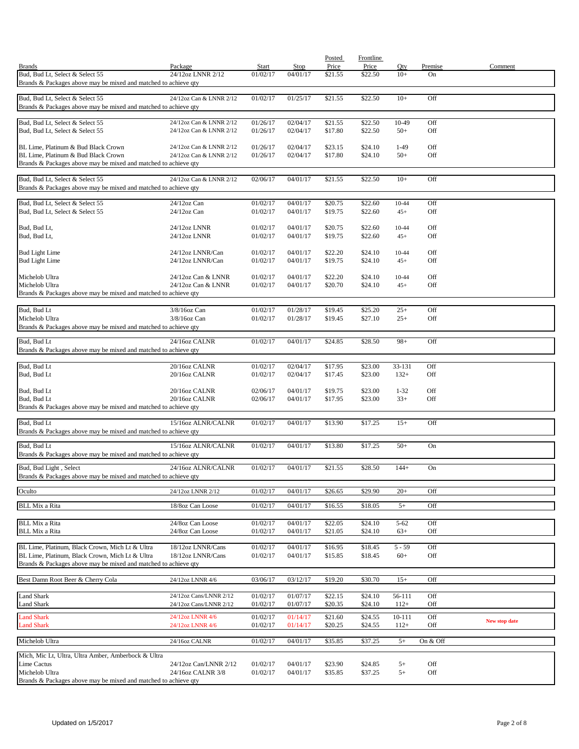| Brands | Package | Start | Stop | Posted Price | Frontline Price | Qty | Premise | Comment |
|---|---|---|---|---|---|---|---|---|
| Bud, Bud Lt, Select & Select 55 | 24/12oz LNNR 2/12 | 01/02/17 | 04/01/17 | $21.55 | $22.50 | 10+ | On | |
| Brands & Packages above may be mixed and matched to achieve qty | | | | | | | | |
| Bud, Bud Lt, Select & Select 55 | 24/12oz Can & LNNR 2/12 | 01/02/17 | 01/25/17 | $21.55 | $22.50 | 10+ | Off | |
| Brands & Packages above may be mixed and matched to achieve qty | | | | | | | | |
| Bud, Bud Lt, Select & Select 55 | 24/12oz Can & LNNR 2/12 | 01/26/17 | 02/04/17 | $21.55 | $22.50 | 10-49 | Off | |
| Bud, Bud Lt, Select & Select 55 | 24/12oz Can & LNNR 2/12 | 01/26/17 | 02/04/17 | $17.80 | $22.50 | 50+ | Off | |
| BL Lime, Platinum & Bud Black Crown | 24/12oz Can & LNNR 2/12 | 01/26/17 | 02/04/17 | $23.15 | $24.10 | 1-49 | Off | |
| BL Lime, Platinum & Bud Black Crown | 24/12oz Can & LNNR 2/12 | 01/26/17 | 02/04/17 | $17.80 | $24.10 | 50+ | Off | |
| Brands & Packages above may be mixed and matched to achieve qty | | | | | | | | |
| Bud, Bud Lt, Select & Select 55 | 24/12oz Can & LNNR 2/12 | 02/06/17 | 04/01/17 | $21.55 | $22.50 | 10+ | Off | |
| Brands & Packages above may be mixed and matched to achieve qty | | | | | | | | |
| Bud, Bud Lt, Select & Select 55 | 24/12oz Can | 01/02/17 | 04/01/17 | $20.75 | $22.60 | 10-44 | Off | |
| Bud, Bud Lt, Select & Select 55 | 24/12oz Can | 01/02/17 | 04/01/17 | $19.75 | $22.60 | 45+ | Off | |
| Bud, Bud Lt, | 24/12oz LNNR | 01/02/17 | 04/01/17 | $20.75 | $22.60 | 10-44 | Off | |
| Bud, Bud Lt, | 24/12oz LNNR | 01/02/17 | 04/01/17 | $19.75 | $22.60 | 45+ | Off | |
| Bud Light Lime | 24/12oz LNNR/Can | 01/02/17 | 04/01/17 | $22.20 | $24.10 | 10-44 | Off | |
| Bud Light Lime | 24/12oz LNNR/Can | 01/02/17 | 04/01/17 | $19.75 | $24.10 | 45+ | Off | |
| Michelob Ultra | 24/12oz Can & LNNR | 01/02/17 | 04/01/17 | $22.20 | $24.10 | 10-44 | Off | |
| Michelob Ultra | 24/12oz Can & LNNR | 01/02/17 | 04/01/17 | $20.70 | $24.10 | 45+ | Off | |
| Brands & Packages above may be mixed and matched to achieve qty | | | | | | | | |
| Bud, Bud Lt | 3/8/16oz Can | 01/02/17 | 01/28/17 | $19.45 | $25.20 | 25+ | Off | |
| Michelob Ultra | 3/8/16oz Can | 01/02/17 | 01/28/17 | $19.45 | $27.10 | 25+ | Off | |
| Brands & Packages above may be mixed and matched to achieve qty | | | | | | | | |
| Bud, Bud Lt | 24/16oz CALNR | 01/02/17 | 04/01/17 | $24.85 | $28.50 | 98+ | Off | |
| Brands & Packages above may be mixed and matched to achieve qty | | | | | | | | |
| Bud, Bud Lt | 20/16oz CALNR | 01/02/17 | 02/04/17 | $17.95 | $23.00 | 33-131 | Off | |
| Bud, Bud Lt | 20/16oz CALNR | 01/02/17 | 02/04/17 | $17.45 | $23.00 | 132+ | Off | |
| Bud, Bud Lt | 20/16oz CALNR | 02/06/17 | 04/01/17 | $19.75 | $23.00 | 1-32 | Off | |
| Bud, Bud Lt | 20/16oz CALNR | 02/06/17 | 04/01/17 | $17.95 | $23.00 | 33+ | Off | |
| Brands & Packages above may be mixed and matched to achieve qty | | | | | | | | |
| Bud, Bud Lt | 15/16oz ALNR/CALNR | 01/02/17 | 04/01/17 | $13.90 | $17.25 | 15+ | Off | |
| Brands & Packages above may be mixed and matched to achieve qty | | | | | | | | |
| Bud, Bud Lt | 15/16oz ALNR/CALNR | 01/02/17 | 04/01/17 | $13.80 | $17.25 | 50+ | On | |
| Brands & Packages above may be mixed and matched to achieve qty | | | | | | | | |
| Bud, Bud Light , Select | 24/16oz ALNR/CALNR | 01/02/17 | 04/01/17 | $21.55 | $28.50 | 144+ | On | |
| Brands & Packages above may be mixed and matched to achieve qty | | | | | | | | |
| Oculto | 24/12oz LNNR 2/12 | 01/02/17 | 04/01/17 | $26.65 | $29.90 | 20+ | Off | |
| BLL Mix a Rita | 18/8oz Can Loose | 01/02/17 | 04/01/17 | $16.55 | $18.05 | 5+ | Off | |
| BLL Mix a Rita | 24/8oz Can Loose | 01/02/17 | 04/01/17 | $22.05 | $24.10 | 5-62 | Off | |
| BLL Mix a Rita | 24/8oz Can Loose | 01/02/17 | 04/01/17 | $21.05 | $24.10 | 63+ | Off | |
| BL Lime, Platinum, Black Crown, Mich Lt & Ultra | 18/12oz LNNR/Cans | 01/02/17 | 04/01/17 | $16.95 | $18.45 | 5 - 59 | Off | |
| BL Lime, Platinum, Black Crown, Mich Lt & Ultra | 18/12oz LNNR/Cans | 01/02/17 | 04/01/17 | $15.85 | $18.45 | 60+ | Off | |
| Brands & Packages above may be mixed and matched to achieve qty | | | | | | | | |
| Best Damn Root Beer & Cherry Cola | 24/12oz LNNR 4/6 | 03/06/17 | 03/12/17 | $19.20 | $30.70 | 15+ | Off | |
| Land Shark | 24/12oz Cans/LNNR 2/12 | 01/02/17 | 01/07/17 | $22.15 | $24.10 | 56-111 | Off | |
| Land Shark | 24/12oz Cans/LNNR 2/12 | 01/02/17 | 01/07/17 | $20.35 | $24.10 | 112+ | Off | |
| Land Shark | 24/12oz LNNR 4/6 | 01/02/17 | 01/14/17 | $21.60 | $24.55 | 10-111 | Off | New stop date |
| Land Shark | 24/12oz LNNR 4/6 | 01/02/17 | 01/14/17 | $20.25 | $24.55 | 112+ | Off | |
| Michelob Ultra | 24/16oz CALNR | 01/02/17 | 04/01/17 | $35.85 | $37.25 | 5+ | On & Off | |
| Mich, Mic Lt, Ultra, Ultra Amber, Amberbock & Ultra Lime Cactus | 24/12oz Can/LNNR 2/12 | 01/02/17 | 04/01/17 | $23.90 | $24.85 | 5+ | Off | |
| Michelob Ultra | 24/16oz CALNR 3/8 | 01/02/17 | 04/01/17 | $35.85 | $37.25 | 5+ | Off | |
| Brands & Packages above may be mixed and matched to achieve qty | | | | | | | | |

Updated on 1/5/2017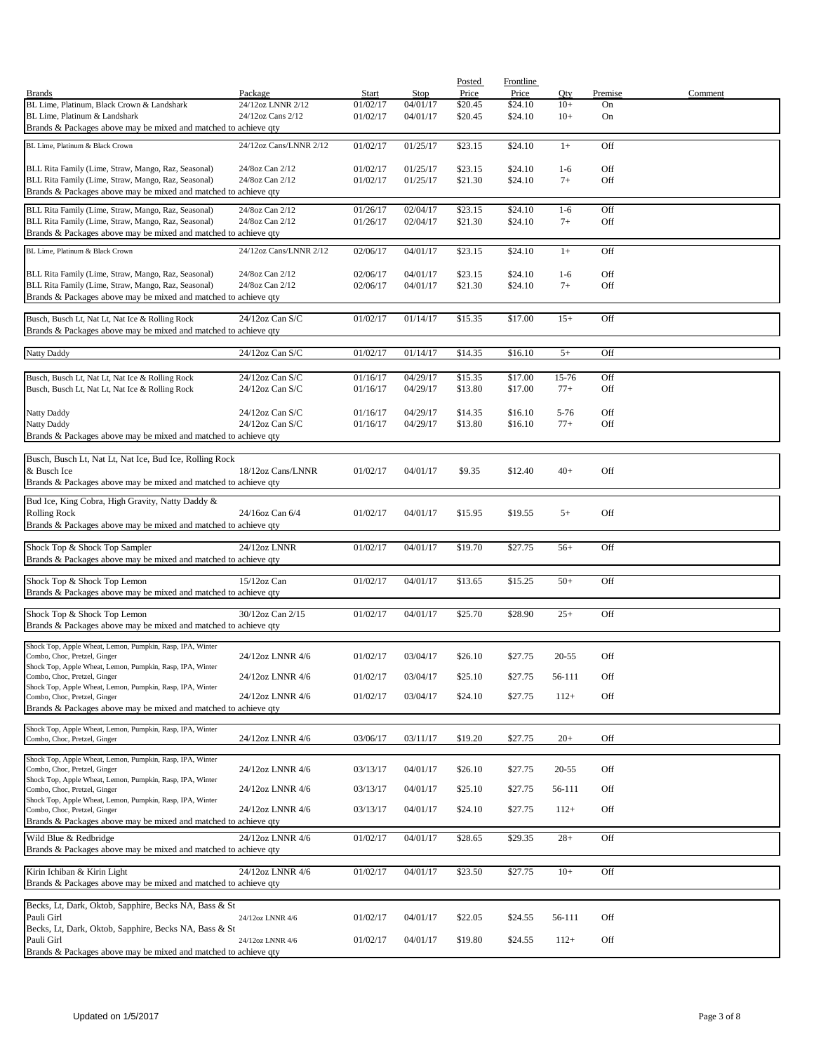| Brands | Package | Start | Stop | Posted Price | Frontline Price | Qty | Premise | Comment |
|---|---|---|---|---|---|---|---|---|
| BL Lime, Platinum, Black Crown & Landshark | 24/12oz LNNR 2/12 | 01/02/17 | 04/01/17 | $20.45 | $24.10 | 10+ | On | |
| BL Lime, Platinum & Landshark | 24/12oz Cans 2/12 | 01/02/17 | 04/01/17 | $20.45 | $24.10 | 10+ | On | |
| Brands & Packages above may be mixed and matched to achieve qty | | | | | | | | |
| BL Lime, Platinum & Black Crown | 24/12oz Cans/LNNR 2/12 | 01/02/17 | 01/25/17 | $23.15 | $24.10 | 1+ | Off | |
| BLL Rita Family (Lime, Straw, Mango, Raz, Seasonal) | 24/8oz Can 2/12 | 01/02/17 | 01/25/17 | $23.15 | $24.10 | 1-6 | Off | |
| BLL Rita Family (Lime, Straw, Mango, Raz, Seasonal) | 24/8oz Can 2/12 | 01/02/17 | 01/25/17 | $21.30 | $24.10 | 7+ | Off | |
| Brands & Packages above may be mixed and matched to achieve qty | | | | | | | | |
| BLL Rita Family (Lime, Straw, Mango, Raz, Seasonal) | 24/8oz Can 2/12 | 01/26/17 | 02/04/17 | $23.15 | $24.10 | 1-6 | Off | |
| BLL Rita Family (Lime, Straw, Mango, Raz, Seasonal) | 24/8oz Can 2/12 | 01/26/17 | 02/04/17 | $21.30 | $24.10 | 7+ | Off | |
| Brands & Packages above may be mixed and matched to achieve qty | | | | | | | | |
| BL Lime, Platinum & Black Crown | 24/12oz Cans/LNNR 2/12 | 02/06/17 | 04/01/17 | $23.15 | $24.10 | 1+ | Off | |
| BLL Rita Family (Lime, Straw, Mango, Raz, Seasonal) | 24/8oz Can 2/12 | 02/06/17 | 04/01/17 | $23.15 | $24.10 | 1-6 | Off | |
| BLL Rita Family (Lime, Straw, Mango, Raz, Seasonal) | 24/8oz Can 2/12 | 02/06/17 | 04/01/17 | $21.30 | $24.10 | 7+ | Off | |
| Brands & Packages above may be mixed and matched to achieve qty | | | | | | | | |
| Busch, Busch Lt, Nat Lt, Nat Ice & Rolling Rock | 24/12oz Can S/C | 01/02/17 | 01/14/17 | $15.35 | $17.00 | 15+ | Off | |
| Brands & Packages above may be mixed and matched to achieve qty | | | | | | | | |
| Natty Daddy | 24/12oz Can S/C | 01/02/17 | 01/14/17 | $14.35 | $16.10 | 5+ | Off | |
| Busch, Busch Lt, Nat Lt, Nat Ice & Rolling Rock | 24/12oz Can S/C | 01/16/17 | 04/29/17 | $15.35 | $17.00 | 15-76 | Off | |
| Busch, Busch Lt, Nat Lt, Nat Ice & Rolling Rock | 24/12oz Can S/C | 01/16/17 | 04/29/17 | $13.80 | $17.00 | 77+ | Off | |
| Natty Daddy | 24/12oz Can S/C | 01/16/17 | 04/29/17 | $14.35 | $16.10 | 5-76 | Off | |
| Natty Daddy | 24/12oz Can S/C | 01/16/17 | 04/29/17 | $13.80 | $16.10 | 77+ | Off | |
| Brands & Packages above may be mixed and matched to achieve qty | | | | | | | | |
| Busch, Busch Lt, Nat Lt, Nat Ice, Bud Ice, Rolling Rock & Busch Ice | 18/12oz Cans/LNNR | 01/02/17 | 04/01/17 | $9.35 | $12.40 | 40+ | Off | |
| Brands & Packages above may be mixed and matched to achieve qty | | | | | | | | |
| Bud Ice, King Cobra, High Gravity, Natty Daddy & Rolling Rock | 24/16oz Can 6/4 | 01/02/17 | 04/01/17 | $15.95 | $19.55 | 5+ | Off | |
| Brands & Packages above may be mixed and matched to achieve qty | | | | | | | | |
| Shock Top & Shock Top Sampler | 24/12oz LNNR | 01/02/17 | 04/01/17 | $19.70 | $27.75 | 56+ | Off | |
| Brands & Packages above may be mixed and matched to achieve qty | | | | | | | | |
| Shock Top & Shock Top Lemon | 15/12oz Can | 01/02/17 | 04/01/17 | $13.65 | $15.25 | 50+ | Off | |
| Brands & Packages above may be mixed and matched to achieve qty | | | | | | | | |
| Shock Top & Shock Top Lemon | 30/12oz Can 2/15 | 01/02/17 | 04/01/17 | $25.70 | $28.90 | 25+ | Off | |
| Brands & Packages above may be mixed and matched to achieve qty | | | | | | | | |
| Shock Top, Apple Wheat, Lemon, Pumpkin, Rasp, IPA, Winter Combo, Choc, Pretzel, Ginger | 24/12oz LNNR 4/6 | 01/02/17 | 03/04/17 | $26.10 | $27.75 | 20-55 | Off | |
| Shock Top, Apple Wheat, Lemon, Pumpkin, Rasp, IPA, Winter Combo, Choc, Pretzel, Ginger | 24/12oz LNNR 4/6 | 01/02/17 | 03/04/17 | $25.10 | $27.75 | 56-111 | Off | |
| Shock Top, Apple Wheat, Lemon, Pumpkin, Rasp, IPA, Winter Combo, Choc, Pretzel, Ginger | 24/12oz LNNR 4/6 | 01/02/17 | 03/04/17 | $24.10 | $27.75 | 112+ | Off | |
| Brands & Packages above may be mixed and matched to achieve qty | | | | | | | | |
| Shock Top, Apple Wheat, Lemon, Pumpkin, Rasp, IPA, Winter Combo, Choc, Pretzel, Ginger | 24/12oz LNNR 4/6 | 03/06/17 | 03/11/17 | $19.20 | $27.75 | 20+ | Off | |
| Shock Top, Apple Wheat, Lemon, Pumpkin, Rasp, IPA, Winter Combo, Choc, Pretzel, Ginger | 24/12oz LNNR 4/6 | 03/13/17 | 04/01/17 | $26.10 | $27.75 | 20-55 | Off | |
| Shock Top, Apple Wheat, Lemon, Pumpkin, Rasp, IPA, Winter Combo, Choc, Pretzel, Ginger | 24/12oz LNNR 4/6 | 03/13/17 | 04/01/17 | $25.10 | $27.75 | 56-111 | Off | |
| Shock Top, Apple Wheat, Lemon, Pumpkin, Rasp, IPA, Winter Combo, Choc, Pretzel, Ginger | 24/12oz LNNR 4/6 | 03/13/17 | 04/01/17 | $24.10 | $27.75 | 112+ | Off | |
| Brands & Packages above may be mixed and matched to achieve qty | | | | | | | | |
| Wild Blue & Redbridge | 24/12oz LNNR 4/6 | 01/02/17 | 04/01/17 | $28.65 | $29.35 | 28+ | Off | |
| Brands & Packages above may be mixed and matched to achieve qty | | | | | | | | |
| Kirin Ichiban & Kirin Light | 24/12oz LNNR 4/6 | 01/02/17 | 04/01/17 | $23.50 | $27.75 | 10+ | Off | |
| Brands & Packages above may be mixed and matched to achieve qty | | | | | | | | |
| Becks, Lt, Dark, Oktob, Sapphire, Becks NA, Bass & St Pauli Girl | 24/12oz LNNR 4/6 | 01/02/17 | 04/01/17 | $22.05 | $24.55 | 56-111 | Off | |
| Becks, Lt, Dark, Oktob, Sapphire, Becks NA, Bass & St Pauli Girl | 24/12oz LNNR 4/6 | 01/02/17 | 04/01/17 | $19.80 | $24.55 | 112+ | Off | |
| Brands & Packages above may be mixed and matched to achieve qty | | | | | | | | |

Updated on 1/5/2017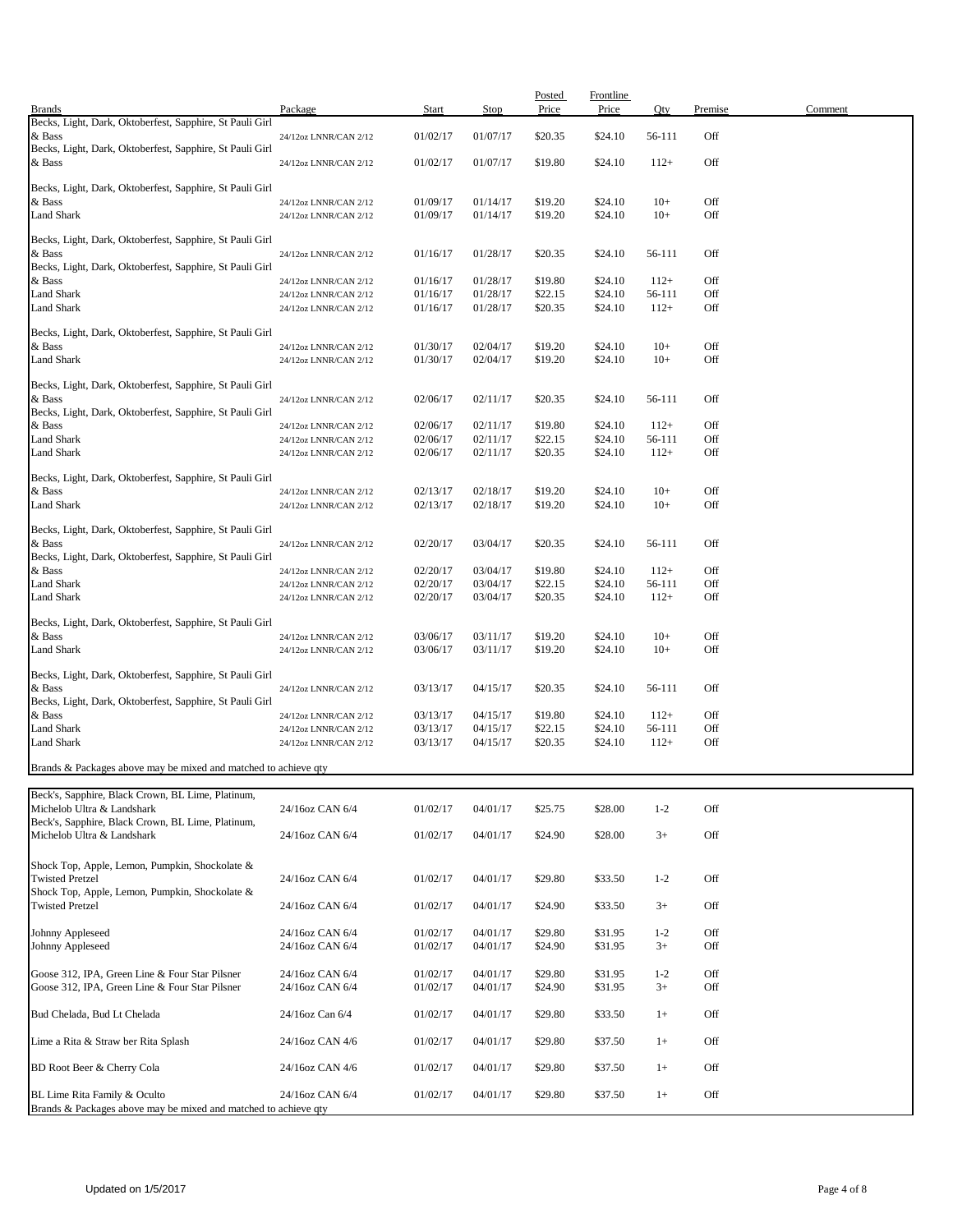| Brands | Package | Start | Stop | Posted Price | Frontline Price | Qty | Premise | Comment |
|---|---|---|---|---|---|---|---|---|
| Becks, Light, Dark, Oktoberfest, Sapphire, St Pauli Girl & Bass | 24/12oz LNNR/CAN 2/12 | 01/02/17 | 01/07/17 | $20.35 | $24.10 | 56-111 | Off | |
| Becks, Light, Dark, Oktoberfest, Sapphire, St Pauli Girl & Bass | 24/12oz LNNR/CAN 2/12 | 01/02/17 | 01/07/17 | $19.80 | $24.10 | 112+ | Off | |
| Becks, Light, Dark, Oktoberfest, Sapphire, St Pauli Girl & Bass | 24/12oz LNNR/CAN 2/12 | 01/09/17 | 01/14/17 | $19.20 | $24.10 | 10+ | Off | |
| Land Shark | 24/12oz LNNR/CAN 2/12 | 01/09/17 | 01/14/17 | $19.20 | $24.10 | 10+ | Off | |
| Becks, Light, Dark, Oktoberfest, Sapphire, St Pauli Girl & Bass | 24/12oz LNNR/CAN 2/12 | 01/16/17 | 01/28/17 | $20.35 | $24.10 | 56-111 | Off | |
| Becks, Light, Dark, Oktoberfest, Sapphire, St Pauli Girl & Bass | 24/12oz LNNR/CAN 2/12 | 01/16/17 | 01/28/17 | $19.80 | $24.10 | 112+ | Off | |
| Land Shark | 24/12oz LNNR/CAN 2/12 | 01/16/17 | 01/28/17 | $22.15 | $24.10 | 56-111 | Off | |
| Land Shark | 24/12oz LNNR/CAN 2/12 | 01/16/17 | 01/28/17 | $20.35 | $24.10 | 112+ | Off | |
| Becks, Light, Dark, Oktoberfest, Sapphire, St Pauli Girl & Bass | 24/12oz LNNR/CAN 2/12 | 01/30/17 | 02/04/17 | $19.20 | $24.10 | 10+ | Off | |
| Land Shark | 24/12oz LNNR/CAN 2/12 | 01/30/17 | 02/04/17 | $19.20 | $24.10 | 10+ | Off | |
| Becks, Light, Dark, Oktoberfest, Sapphire, St Pauli Girl & Bass | 24/12oz LNNR/CAN 2/12 | 02/06/17 | 02/11/17 | $20.35 | $24.10 | 56-111 | Off | |
| Becks, Light, Dark, Oktoberfest, Sapphire, St Pauli Girl & Bass | 24/12oz LNNR/CAN 2/12 | 02/06/17 | 02/11/17 | $19.80 | $24.10 | 112+ | Off | |
| Land Shark | 24/12oz LNNR/CAN 2/12 | 02/06/17 | 02/11/17 | $22.15 | $24.10 | 56-111 | Off | |
| Land Shark | 24/12oz LNNR/CAN 2/12 | 02/06/17 | 02/11/17 | $20.35 | $24.10 | 112+ | Off | |
| Becks, Light, Dark, Oktoberfest, Sapphire, St Pauli Girl & Bass | 24/12oz LNNR/CAN 2/12 | 02/13/17 | 02/18/17 | $19.20 | $24.10 | 10+ | Off | |
| Land Shark | 24/12oz LNNR/CAN 2/12 | 02/13/17 | 02/18/17 | $19.20 | $24.10 | 10+ | Off | |
| Becks, Light, Dark, Oktoberfest, Sapphire, St Pauli Girl & Bass | 24/12oz LNNR/CAN 2/12 | 02/20/17 | 03/04/17 | $20.35 | $24.10 | 56-111 | Off | |
| Becks, Light, Dark, Oktoberfest, Sapphire, St Pauli Girl & Bass | 24/12oz LNNR/CAN 2/12 | 02/20/17 | 03/04/17 | $19.80 | $24.10 | 112+ | Off | |
| Land Shark | 24/12oz LNNR/CAN 2/12 | 02/20/17 | 03/04/17 | $22.15 | $24.10 | 56-111 | Off | |
| Land Shark | 24/12oz LNNR/CAN 2/12 | 02/20/17 | 03/04/17 | $20.35 | $24.10 | 112+ | Off | |
| Becks, Light, Dark, Oktoberfest, Sapphire, St Pauli Girl & Bass | 24/12oz LNNR/CAN 2/12 | 03/06/17 | 03/11/17 | $19.20 | $24.10 | 10+ | Off | |
| Land Shark | 24/12oz LNNR/CAN 2/12 | 03/06/17 | 03/11/17 | $19.20 | $24.10 | 10+ | Off | |
| Becks, Light, Dark, Oktoberfest, Sapphire, St Pauli Girl & Bass | 24/12oz LNNR/CAN 2/12 | 03/13/17 | 04/15/17 | $20.35 | $24.10 | 56-111 | Off | |
| Becks, Light, Dark, Oktoberfest, Sapphire, St Pauli Girl & Bass | 24/12oz LNNR/CAN 2/12 | 03/13/17 | 04/15/17 | $19.80 | $24.10 | 112+ | Off | |
| Land Shark | 24/12oz LNNR/CAN 2/12 | 03/13/17 | 04/15/17 | $22.15 | $24.10 | 56-111 | Off | |
| Land Shark | 24/12oz LNNR/CAN 2/12 | 03/13/17 | 04/15/17 | $20.35 | $24.10 | 112+ | Off | |

Brands & Packages above may be mixed and matched to achieve qty

| Brands | Package | Start | Stop | Posted Price | Frontline Price | Qty | Premise | Comment |
|---|---|---|---|---|---|---|---|---|
| Beck's, Sapphire, Black Crown, BL Lime, Platinum, Michelob Ultra & Landshark | 24/16oz CAN 6/4 | 01/02/17 | 04/01/17 | $25.75 | $28.00 | 1-2 | Off | |
| Beck's, Sapphire, Black Crown, BL Lime, Platinum, Michelob Ultra & Landshark | 24/16oz CAN 6/4 | 01/02/17 | 04/01/17 | $24.90 | $28.00 | 3+ | Off | |
| Shock Top, Apple, Lemon, Pumpkin, Shockolate & Twisted Pretzel | 24/16oz CAN 6/4 | 01/02/17 | 04/01/17 | $29.80 | $33.50 | 1-2 | Off | |
| Shock Top, Apple, Lemon, Pumpkin, Shockolate & Twisted Pretzel | 24/16oz CAN 6/4 | 01/02/17 | 04/01/17 | $24.90 | $33.50 | 3+ | Off | |
| Johnny Appleseed | 24/16oz CAN 6/4 | 01/02/17 | 04/01/17 | $29.80 | $31.95 | 1-2 | Off | |
| Johnny Appleseed | 24/16oz CAN 6/4 | 01/02/17 | 04/01/17 | $24.90 | $31.95 | 3+ | Off | |
| Goose 312, IPA, Green Line & Four Star Pilsner | 24/16oz CAN 6/4 | 01/02/17 | 04/01/17 | $29.80 | $31.95 | 1-2 | Off | |
| Goose 312, IPA, Green Line & Four Star Pilsner | 24/16oz CAN 6/4 | 01/02/17 | 04/01/17 | $24.90 | $31.95 | 3+ | Off | |
| Bud Chelada, Bud Lt Chelada | 24/16oz Can 6/4 | 01/02/17 | 04/01/17 | $29.80 | $33.50 | 1+ | Off | |
| Lime a Rita & Straw ber Rita Splash | 24/16oz CAN 4/6 | 01/02/17 | 04/01/17 | $29.80 | $37.50 | 1+ | Off | |
| BD Root Beer & Cherry Cola | 24/16oz CAN 4/6 | 01/02/17 | 04/01/17 | $29.80 | $37.50 | 1+ | Off | |
| BL Lime Rita Family & Oculto | 24/16oz CAN 6/4 | 01/02/17 | 04/01/17 | $29.80 | $37.50 | 1+ | Off | |

Brands & Packages above may be mixed and matched to achieve qty

Updated on 1/5/2017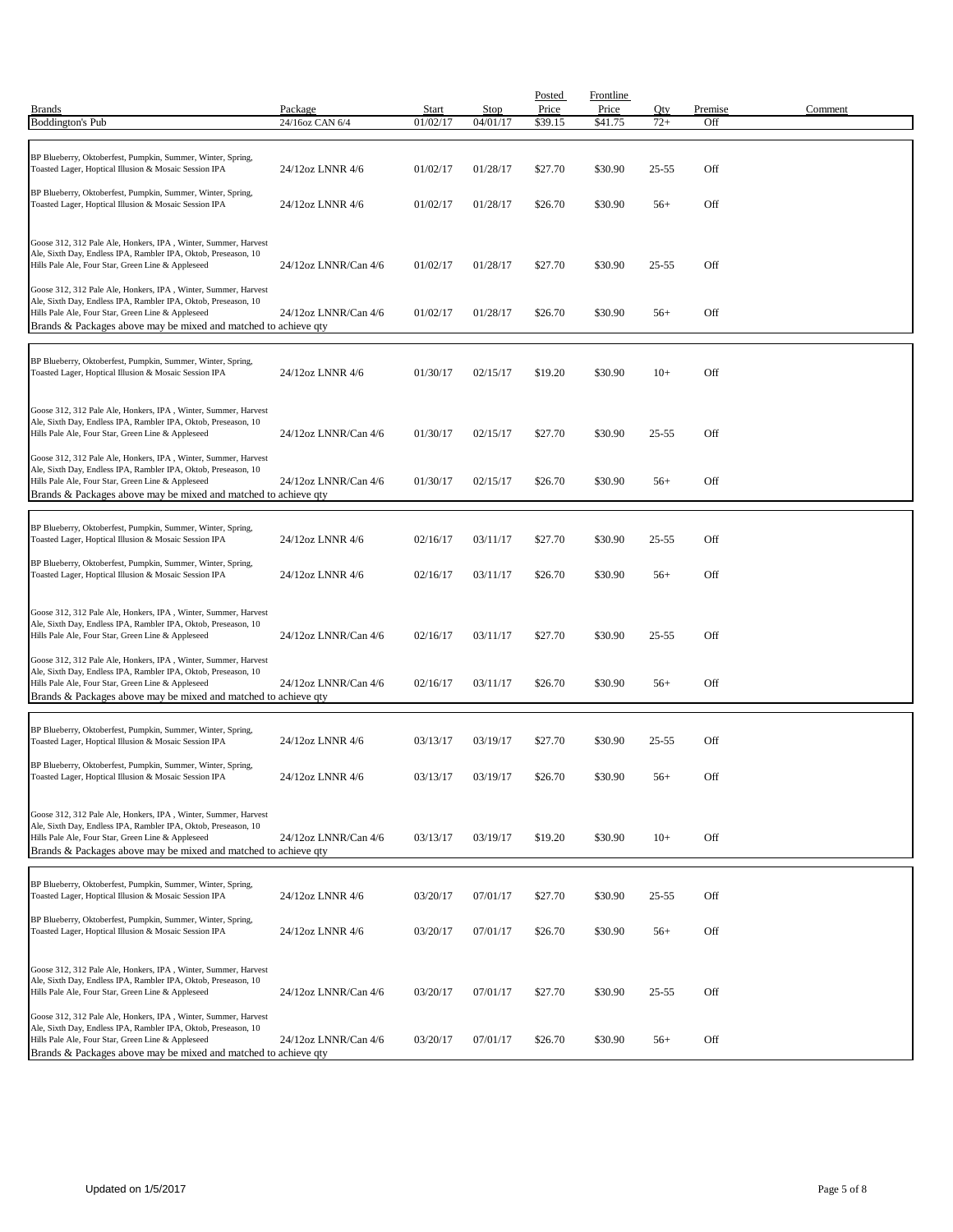| Brands | Package | Start | Stop | Posted Price | Frontline Price | Qty | Premise | Comment |
|---|---|---|---|---|---|---|---|---|
| Boddington's Pub | 24/16oz CAN 6/4 | 01/02/17 | 04/01/17 | $39.15 | $41.75 | 72+ | Off | |
| BP Blueberry, Oktoberfest, Pumpkin, Summer, Winter, Spring, Toasted Lager, Hoptical Illusion & Mosaic Session IPA | 24/12oz LNNR 4/6 | 01/02/17 | 01/28/17 | $27.70 | $30.90 | 25-55 | Off | |
| BP Blueberry, Oktoberfest, Pumpkin, Summer, Winter, Spring, Toasted Lager, Hoptical Illusion & Mosaic Session IPA | 24/12oz LNNR 4/6 | 01/02/17 | 01/28/17 | $26.70 | $30.90 | 56+ | Off | |
| Goose 312, 312 Pale Ale, Honkers, IPA , Winter, Summer, Harvest Ale, Sixth Day, Endless IPA, Rambler IPA, Oktob, Preseason, 10 Hills Pale Ale, Four Star, Green Line & Appleseed | 24/12oz LNNR/Can 4/6 | 01/02/17 | 01/28/17 | $27.70 | $30.90 | 25-55 | Off | |
| Goose 312, 312 Pale Ale, Honkers, IPA , Winter, Summer, Harvest Ale, Sixth Day, Endless IPA, Rambler IPA, Oktob, Preseason, 10 Hills Pale Ale, Four Star, Green Line & Appleseed | 24/12oz LNNR/Can 4/6 | 01/02/17 | 01/28/17 | $26.70 | $30.90 | 56+ | Off | |
| Brands & Packages above may be mixed and matched to achieve qty | | | | | | | | |
| BP Blueberry, Oktoberfest, Pumpkin, Summer, Winter, Spring, Toasted Lager, Hoptical Illusion & Mosaic Session IPA | 24/12oz LNNR 4/6 | 01/30/17 | 02/15/17 | $19.20 | $30.90 | 10+ | Off | |
| Goose 312, 312 Pale Ale, Honkers, IPA , Winter, Summer, Harvest Ale, Sixth Day, Endless IPA, Rambler IPA, Oktob, Preseason, 10 Hills Pale Ale, Four Star, Green Line & Appleseed | 24/12oz LNNR/Can 4/6 | 01/30/17 | 02/15/17 | $27.70 | $30.90 | 25-55 | Off | |
| Goose 312, 312 Pale Ale, Honkers, IPA , Winter, Summer, Harvest Ale, Sixth Day, Endless IPA, Rambler IPA, Oktob, Preseason, 10 Hills Pale Ale, Four Star, Green Line & Appleseed | 24/12oz LNNR/Can 4/6 | 01/30/17 | 02/15/17 | $26.70 | $30.90 | 56+ | Off | |
| Brands & Packages above may be mixed and matched to achieve qty | | | | | | | | |
| BP Blueberry, Oktoberfest, Pumpkin, Summer, Winter, Spring, Toasted Lager, Hoptical Illusion & Mosaic Session IPA | 24/12oz LNNR 4/6 | 02/16/17 | 03/11/17 | $27.70 | $30.90 | 25-55 | Off | |
| BP Blueberry, Oktoberfest, Pumpkin, Summer, Winter, Spring, Toasted Lager, Hoptical Illusion & Mosaic Session IPA | 24/12oz LNNR 4/6 | 02/16/17 | 03/11/17 | $26.70 | $30.90 | 56+ | Off | |
| Goose 312, 312 Pale Ale, Honkers, IPA , Winter, Summer, Harvest Ale, Sixth Day, Endless IPA, Rambler IPA, Oktob, Preseason, 10 Hills Pale Ale, Four Star, Green Line & Appleseed | 24/12oz LNNR/Can 4/6 | 02/16/17 | 03/11/17 | $27.70 | $30.90 | 25-55 | Off | |
| Goose 312, 312 Pale Ale, Honkers, IPA , Winter, Summer, Harvest Ale, Sixth Day, Endless IPA, Rambler IPA, Oktob, Preseason, 10 Hills Pale Ale, Four Star, Green Line & Appleseed | 24/12oz LNNR/Can 4/6 | 02/16/17 | 03/11/17 | $26.70 | $30.90 | 56+ | Off | |
| Brands & Packages above may be mixed and matched to achieve qty | | | | | | | | |
| BP Blueberry, Oktoberfest, Pumpkin, Summer, Winter, Spring, Toasted Lager, Hoptical Illusion & Mosaic Session IPA | 24/12oz LNNR 4/6 | 03/13/17 | 03/19/17 | $27.70 | $30.90 | 25-55 | Off | |
| BP Blueberry, Oktoberfest, Pumpkin, Summer, Winter, Spring, Toasted Lager, Hoptical Illusion & Mosaic Session IPA | 24/12oz LNNR 4/6 | 03/13/17 | 03/19/17 | $26.70 | $30.90 | 56+ | Off | |
| Goose 312, 312 Pale Ale, Honkers, IPA , Winter, Summer, Harvest Ale, Sixth Day, Endless IPA, Rambler IPA, Oktob, Preseason, 10 Hills Pale Ale, Four Star, Green Line & Appleseed | 24/12oz LNNR/Can 4/6 | 03/13/17 | 03/19/17 | $19.20 | $30.90 | 10+ | Off | |
| Brands & Packages above may be mixed and matched to achieve qty | | | | | | | | |
| BP Blueberry, Oktoberfest, Pumpkin, Summer, Winter, Spring, Toasted Lager, Hoptical Illusion & Mosaic Session IPA | 24/12oz LNNR 4/6 | 03/20/17 | 07/01/17 | $27.70 | $30.90 | 25-55 | Off | |
| BP Blueberry, Oktoberfest, Pumpkin, Summer, Winter, Spring, Toasted Lager, Hoptical Illusion & Mosaic Session IPA | 24/12oz LNNR 4/6 | 03/20/17 | 07/01/17 | $26.70 | $30.90 | 56+ | Off | |
| Goose 312, 312 Pale Ale, Honkers, IPA , Winter, Summer, Harvest Ale, Sixth Day, Endless IPA, Rambler IPA, Oktob, Preseason, 10 Hills Pale Ale, Four Star, Green Line & Appleseed | 24/12oz LNNR/Can 4/6 | 03/20/17 | 07/01/17 | $27.70 | $30.90 | 25-55 | Off | |
| Goose 312, 312 Pale Ale, Honkers, IPA , Winter, Summer, Harvest Ale, Sixth Day, Endless IPA, Rambler IPA, Oktob, Preseason, 10 Hills Pale Ale, Four Star, Green Line & Appleseed | 24/12oz LNNR/Can 4/6 | 03/20/17 | 07/01/17 | $26.70 | $30.90 | 56+ | Off | |
| Brands & Packages above may be mixed and matched to achieve qty | | | | | | | | |

Updated on 1/5/2017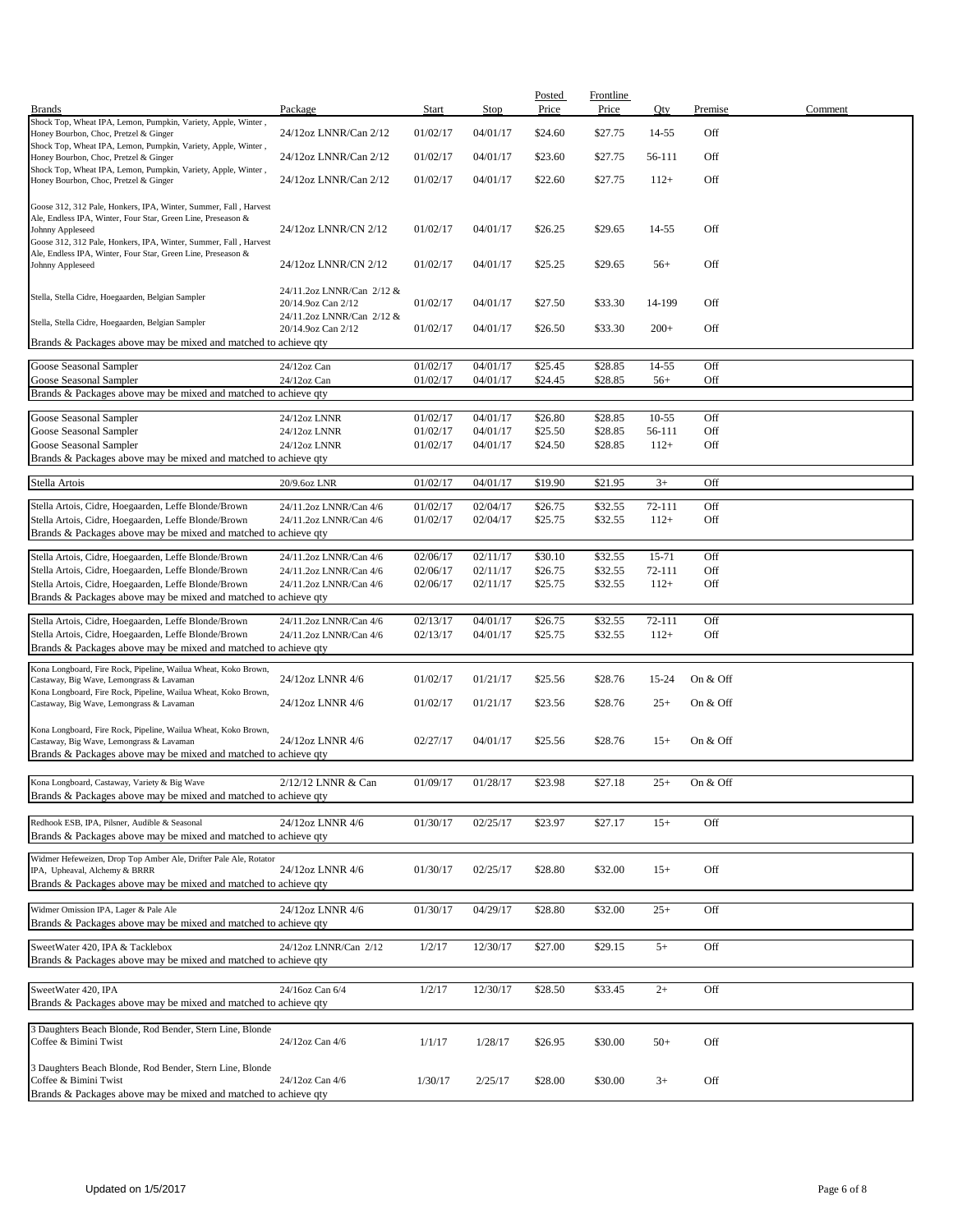| Brands | Package | Start | Stop | Posted Price | Frontline Price | Qty | Premise | Comment |
|---|---|---|---|---|---|---|---|---|
| Shock Top, Wheat IPA, Lemon, Pumpkin, Variety, Apple, Winter , Honey Bourbon, Choc, Pretzel & Ginger | 24/12oz LNNR/Can 2/12 | 01/02/17 | 04/01/17 | $24.60 | $27.75 | 14-55 | Off | |
| Shock Top, Wheat IPA, Lemon, Pumpkin, Variety, Apple, Winter , Honey Bourbon, Choc, Pretzel & Ginger | 24/12oz LNNR/Can 2/12 | 01/02/17 | 04/01/17 | $23.60 | $27.75 | 56-111 | Off | |
| Shock Top, Wheat IPA, Lemon, Pumpkin, Variety, Apple, Winter , Honey Bourbon, Choc, Pretzel & Ginger | 24/12oz LNNR/Can 2/12 | 01/02/17 | 04/01/17 | $22.60 | $27.75 | 112+ | Off | |
| Goose 312, 312 Pale, Honkers, IPA, Winter, Summer, Fall , Harvest Ale, Endless IPA, Winter, Four Star, Green Line, Preseason & Johnny Appleseed | 24/12oz LNNR/CN 2/12 | 01/02/17 | 04/01/17 | $26.25 | $29.65 | 14-55 | Off | |
| Goose 312, 312 Pale, Honkers, IPA, Winter, Summer, Fall , Harvest Ale, Endless IPA, Winter, Four Star, Green Line, Preseason & Johnny Appleseed | 24/12oz LNNR/CN 2/12 | 01/02/17 | 04/01/17 | $25.25 | $29.65 | 56+ | Off | |
| Stella, Stella Cidre, Hoegaarden, Belgian Sampler | 24/11.2oz LNNR/Can 2/12 & 20/14.9oz Can 2/12 | 01/02/17 | 04/01/17 | $27.50 | $33.30 | 14-199 | Off | |
| Stella, Stella Cidre, Hoegaarden, Belgian Sampler | 24/11.2oz LNNR/Can 2/12 & 20/14.9oz Can 2/12 | 01/02/17 | 04/01/17 | $26.50 | $33.30 | 200+ | Off | |
| Brands & Packages above may be mixed and matched to achieve qty | | | | | | | | |
| Goose Seasonal Sampler | 24/12oz Can | 01/02/17 | 04/01/17 | $25.45 | $28.85 | 14-55 | Off | |
| Goose Seasonal Sampler | 24/12oz Can | 01/02/17 | 04/01/17 | $24.45 | $28.85 | 56+ | Off | |
| Brands & Packages above may be mixed and matched to achieve qty | | | | | | | | |
| Goose Seasonal Sampler | 24/12oz LNNR | 01/02/17 | 04/01/17 | $26.80 | $28.85 | 10-55 | Off | |
| Goose Seasonal Sampler | 24/12oz LNNR | 01/02/17 | 04/01/17 | $25.50 | $28.85 | 56-111 | Off | |
| Goose Seasonal Sampler | 24/12oz LNNR | 01/02/17 | 04/01/17 | $24.50 | $28.85 | 112+ | Off | |
| Brands & Packages above may be mixed and matched to achieve qty | | | | | | | | |
| Stella Artois | 20/9.6oz LNR | 01/02/17 | 04/01/17 | $19.90 | $21.95 | 3+ | Off | |
| Stella Artois, Cidre, Hoegaarden, Leffe Blonde/Brown | 24/11.2oz LNNR/Can 4/6 | 01/02/17 | 02/04/17 | $26.75 | $32.55 | 72-111 | Off | |
| Stella Artois, Cidre, Hoegaarden, Leffe Blonde/Brown | 24/11.2oz LNNR/Can 4/6 | 01/02/17 | 02/04/17 | $25.75 | $32.55 | 112+ | Off | |
| Brands & Packages above may be mixed and matched to achieve qty | | | | | | | | |
| Stella Artois, Cidre, Hoegaarden, Leffe Blonde/Brown | 24/11.2oz LNNR/Can 4/6 | 02/06/17 | 02/11/17 | $30.10 | $32.55 | 15-71 | Off | |
| Stella Artois, Cidre, Hoegaarden, Leffe Blonde/Brown | 24/11.2oz LNNR/Can 4/6 | 02/06/17 | 02/11/17 | $26.75 | $32.55 | 72-111 | Off | |
| Stella Artois, Cidre, Hoegaarden, Leffe Blonde/Brown | 24/11.2oz LNNR/Can 4/6 | 02/06/17 | 02/11/17 | $25.75 | $32.55 | 112+ | Off | |
| Brands & Packages above may be mixed and matched to achieve qty | | | | | | | | |
| Stella Artois, Cidre, Hoegaarden, Leffe Blonde/Brown | 24/11.2oz LNNR/Can 4/6 | 02/13/17 | 04/01/17 | $26.75 | $32.55 | 72-111 | Off | |
| Stella Artois, Cidre, Hoegaarden, Leffe Blonde/Brown | 24/11.2oz LNNR/Can 4/6 | 02/13/17 | 04/01/17 | $25.75 | $32.55 | 112+ | Off | |
| Brands & Packages above may be mixed and matched to achieve qty | | | | | | | | |
| Kona Longboard, Fire Rock, Pipeline, Wailua Wheat, Koko Brown, Castaway, Big Wave, Lemongrass & Lavaman | 24/12oz LNNR 4/6 | 01/02/17 | 01/21/17 | $25.56 | $28.76 | 15-24 | On & Off | |
| Kona Longboard, Fire Rock, Pipeline, Wailua Wheat, Koko Brown, Castaway, Big Wave, Lemongrass & Lavaman | 24/12oz LNNR 4/6 | 01/02/17 | 01/21/17 | $23.56 | $28.76 | 25+ | On & Off | |
| Kona Longboard, Fire Rock, Pipeline, Wailua Wheat, Koko Brown, Castaway, Big Wave, Lemongrass & Lavaman | 24/12oz LNNR 4/6 | 02/27/17 | 04/01/17 | $25.56 | $28.76 | 15+ | On & Off | |
| Brands & Packages above may be mixed and matched to achieve qty | | | | | | | | |
| Kona Longboard, Castaway, Variety & Big Wave | 2/12/12 LNNR & Can | 01/09/17 | 01/28/17 | $23.98 | $27.18 | 25+ | On & Off | |
| Brands & Packages above may be mixed and matched to achieve qty | | | | | | | | |
| Redhook ESB, IPA, Pilsner, Audible & Seasonal | 24/12oz LNNR 4/6 | 01/30/17 | 02/25/17 | $23.97 | $27.17 | 15+ | Off | |
| Brands & Packages above may be mixed and matched to achieve qty | | | | | | | | |
| Widmer Hefeweizen, Drop Top Amber Ale, Drifter Pale Ale, Rotator IPA, Upheaval, Alchemy & BRRR | 24/12oz LNNR 4/6 | 01/30/17 | 02/25/17 | $28.80 | $32.00 | 15+ | Off | |
| Brands & Packages above may be mixed and matched to achieve qty | | | | | | | | |
| Widmer Omission IPA, Lager & Pale Ale | 24/12oz LNNR 4/6 | 01/30/17 | 04/29/17 | $28.80 | $32.00 | 25+ | Off | |
| Brands & Packages above may be mixed and matched to achieve qty | | | | | | | | |
| SweetWater 420, IPA & Tacklebox | 24/12oz LNNR/Can 2/12 | 1/2/17 | 12/30/17 | $27.00 | $29.15 | 5+ | Off | |
| Brands & Packages above may be mixed and matched to achieve qty | | | | | | | | |
| SweetWater 420, IPA | 24/16oz Can 6/4 | 1/2/17 | 12/30/17 | $28.50 | $33.45 | 2+ | Off | |
| Brands & Packages above may be mixed and matched to achieve qty | | | | | | | | |
| 3 Daughters Beach Blonde, Rod Bender, Stern Line, Blonde Coffee & Bimini Twist | 24/12oz Can 4/6 | 1/1/17 | 1/28/17 | $26.95 | $30.00 | 50+ | Off | |
| 3 Daughters Beach Blonde, Rod Bender, Stern Line, Blonde Coffee & Bimini Twist | 24/12oz Can 4/6 | 1/30/17 | 2/25/17 | $28.00 | $30.00 | 3+ | Off | |
| Brands & Packages above may be mixed and matched to achieve qty | | | | | | | | |

Updated on 1/5/2017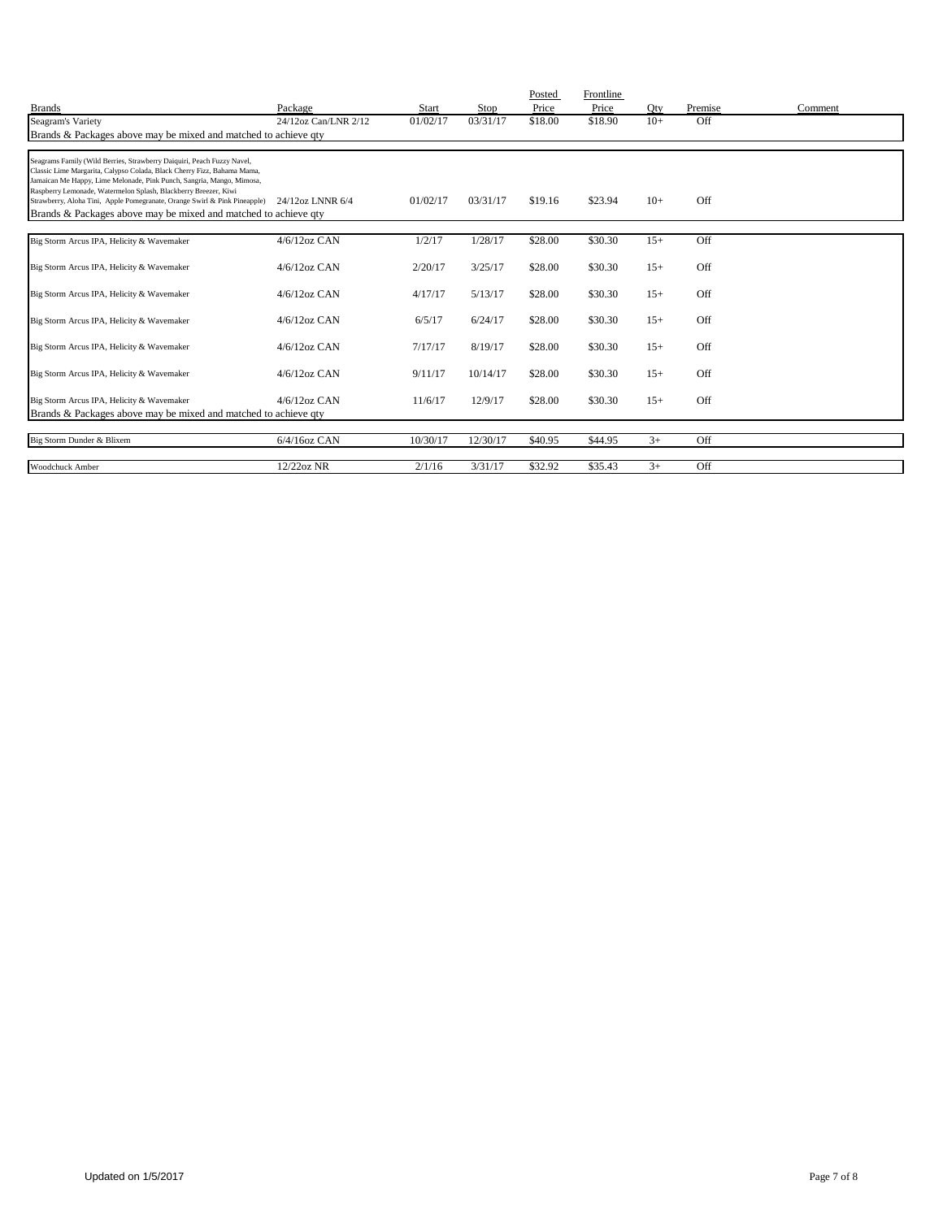| Brands | Package | Start | Stop | Posted Price | Frontline Price | Qty | Premise | Comment |
|---|---|---|---|---|---|---|---|---|
| Seagram's Variety | 24/12oz Can/LNR 2/12 | 01/02/17 | 03/31/17 | $18.00 | $18.90 | 10+ | Off | |
| Brands & Packages above may be mixed and matched to achieve qty | | | | | | | | |
| Seagrams Family (Wild Berries, Strawberry Daiquiri, Peach Fuzzy Navel, Classic Lime Margarita, Calypso Colada, Black Cherry Fizz, Bahama Mama, Jamaican Me Happy, Lime Melonade, Pink Punch, Sangria, Mango, Mimosa, Raspberry Lemonade, Watermelon Splash, Blackberry Breezer, Kiwi Strawberry, Aloha Tini, Apple Pomegranate, Orange Swirl & Pink Pineapple) | 24/12oz LNNR 6/4 | 01/02/17 | 03/31/17 | $19.16 | $23.94 | 10+ | Off | |
| Brands & Packages above may be mixed and matched to achieve qty | | | | | | | | |
| Big Storm Arcus IPA, Helicity & Wavemaker | 4/6/12oz CAN | 1/2/17 | 1/28/17 | $28.00 | $30.30 | 15+ | Off | |
| Big Storm Arcus IPA, Helicity & Wavemaker | 4/6/12oz CAN | 2/20/17 | 3/25/17 | $28.00 | $30.30 | 15+ | Off | |
| Big Storm Arcus IPA, Helicity & Wavemaker | 4/6/12oz CAN | 4/17/17 | 5/13/17 | $28.00 | $30.30 | 15+ | Off | |
| Big Storm Arcus IPA, Helicity & Wavemaker | 4/6/12oz CAN | 6/5/17 | 6/24/17 | $28.00 | $30.30 | 15+ | Off | |
| Big Storm Arcus IPA, Helicity & Wavemaker | 4/6/12oz CAN | 7/17/17 | 8/19/17 | $28.00 | $30.30 | 15+ | Off | |
| Big Storm Arcus IPA, Helicity & Wavemaker | 4/6/12oz CAN | 9/11/17 | 10/14/17 | $28.00 | $30.30 | 15+ | Off | |
| Big Storm Arcus IPA, Helicity & Wavemaker | 4/6/12oz CAN | 11/6/17 | 12/9/17 | $28.00 | $30.30 | 15+ | Off | |
| Brands & Packages above may be mixed and matched to achieve qty | | | | | | | | |
| Big Storm Dunder & Blixem | 6/4/16oz CAN | 10/30/17 | 12/30/17 | $40.95 | $44.95 | 3+ | Off | |
| Woodchuck Amber | 12/22oz NR | 2/1/16 | 3/31/17 | $32.92 | $35.43 | 3+ | Off | |

Updated on 1/5/2017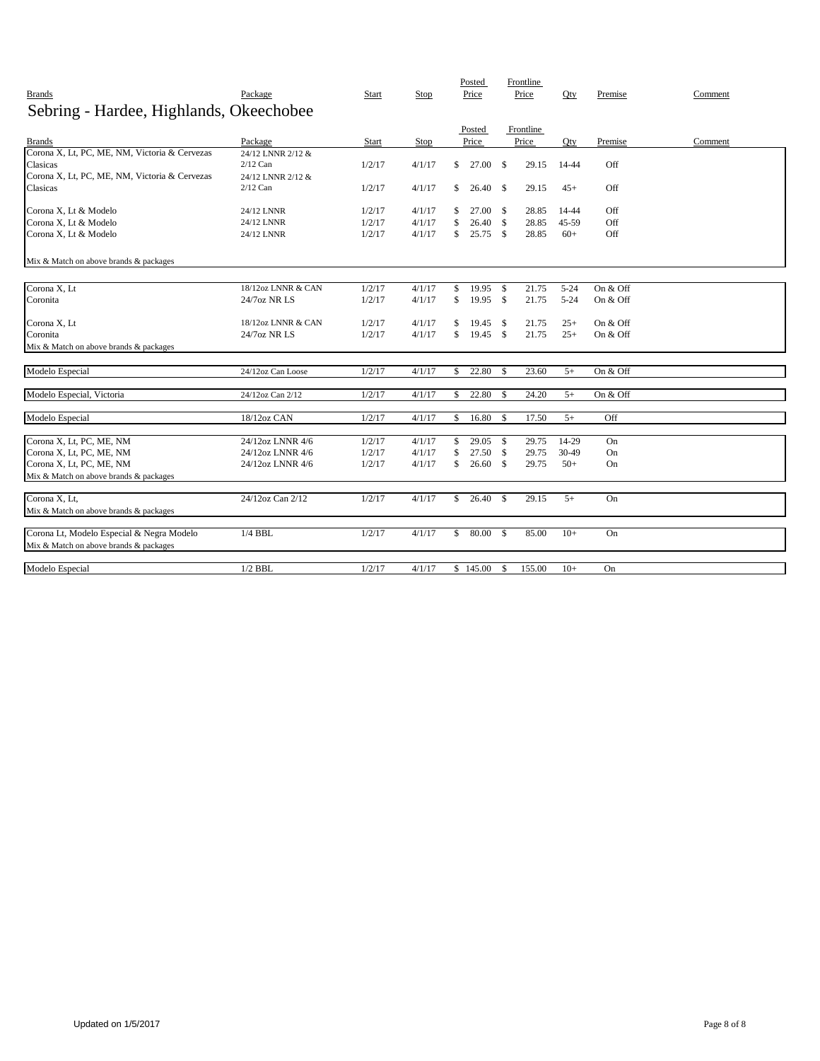| Brands | Package | Start | Stop | Posted Price | Frontline Price | Qty | Premise | Comment |
|---|---|---|---|---|---|---|---|---|

## Sebring - Hardee, Highlands, Okeechobee

| Brands | Package | Start | Stop | Posted Price | Frontline Price | Qty | Premise | Comment |
|---|---|---|---|---|---|---|---|---|
| Corona X, Lt, PC, ME, NM, Victoria & Cervezas Clasicas | 24/12 LNNR 2/12 & 2/12 Can | 1/2/17 | 4/1/17 | $ 27.00 | $ 29.15 | 14-44 | Off | |
| Corona X, Lt, PC, ME, NM, Victoria & Cervezas Clasicas | 24/12 LNNR 2/12 & 2/12 Can | 1/2/17 | 4/1/17 | $ 26.40 | $ 29.15 | 45+ | Off | |
| Corona X, Lt & Modelo | 24/12 LNNR | 1/2/17 | 4/1/17 | $ 27.00 | $ 28.85 | 14-44 | Off | |
| Corona X, Lt & Modelo | 24/12 LNNR | 1/2/17 | 4/1/17 | $ 26.40 | $ 28.85 | 45-59 | Off | |
| Corona X, Lt & Modelo | 24/12 LNNR | 1/2/17 | 4/1/17 | $ 25.75 | $ 28.85 | 60+ | Off | |
| Mix & Match on above brands & packages | | | | | | | | |
| Corona X, Lt | 18/12oz LNNR & CAN | 1/2/17 | 4/1/17 | $ 19.95 | $ 21.75 | 5-24 | On & Off | |
| Coronita | 24/7oz NR LS | 1/2/17 | 4/1/17 | $ 19.95 | $ 21.75 | 5-24 | On & Off | |
| Corona X, Lt | 18/12oz LNNR & CAN | 1/2/17 | 4/1/17 | $ 19.45 | $ 21.75 | 25+ | On & Off | |
| Coronita | 24/7oz NR LS | 1/2/17 | 4/1/17 | $ 19.45 | $ 21.75 | 25+ | On & Off | |
| Mix & Match on above brands & packages | | | | | | | | |
| Modelo Especial | 24/12oz Can Loose | 1/2/17 | 4/1/17 | $ 22.80 | $ 23.60 | 5+ | On & Off | |
| Modelo Especial, Victoria | 24/12oz Can 2/12 | 1/2/17 | 4/1/17 | $ 22.80 | $ 24.20 | 5+ | On & Off | |
| Modelo Especial | 18/12oz CAN | 1/2/17 | 4/1/17 | $ 16.80 | $ 17.50 | 5+ | Off | |
| Corona X, Lt, PC, ME, NM | 24/12oz LNNR 4/6 | 1/2/17 | 4/1/17 | $ 29.05 | $ 29.75 | 14-29 | On | |
| Corona X, Lt, PC, ME, NM | 24/12oz LNNR 4/6 | 1/2/17 | 4/1/17 | $ 27.50 | $ 29.75 | 30-49 | On | |
| Corona X, Lt, PC, ME, NM | 24/12oz LNNR 4/6 | 1/2/17 | 4/1/17 | $ 26.60 | $ 29.75 | 50+ | On | |
| Mix & Match on above brands & packages | | | | | | | | |
| Corona X, Lt, | 24/12oz Can 2/12 | 1/2/17 | 4/1/17 | $ 26.40 | $ 29.15 | 5+ | On | |
| Mix & Match on above brands & packages | | | | | | | | |
| Corona Lt, Modelo Especial & Negra Modelo | 1/4 BBL | 1/2/17 | 4/1/17 | $ 80.00 | $ 85.00 | 10+ | On | |
| Mix & Match on above brands & packages | | | | | | | | |
| Modelo Especial | 1/2 BBL | 1/2/17 | 4/1/17 | $ 145.00 | $ 155.00 | 10+ | On | |

Updated on 1/5/2017